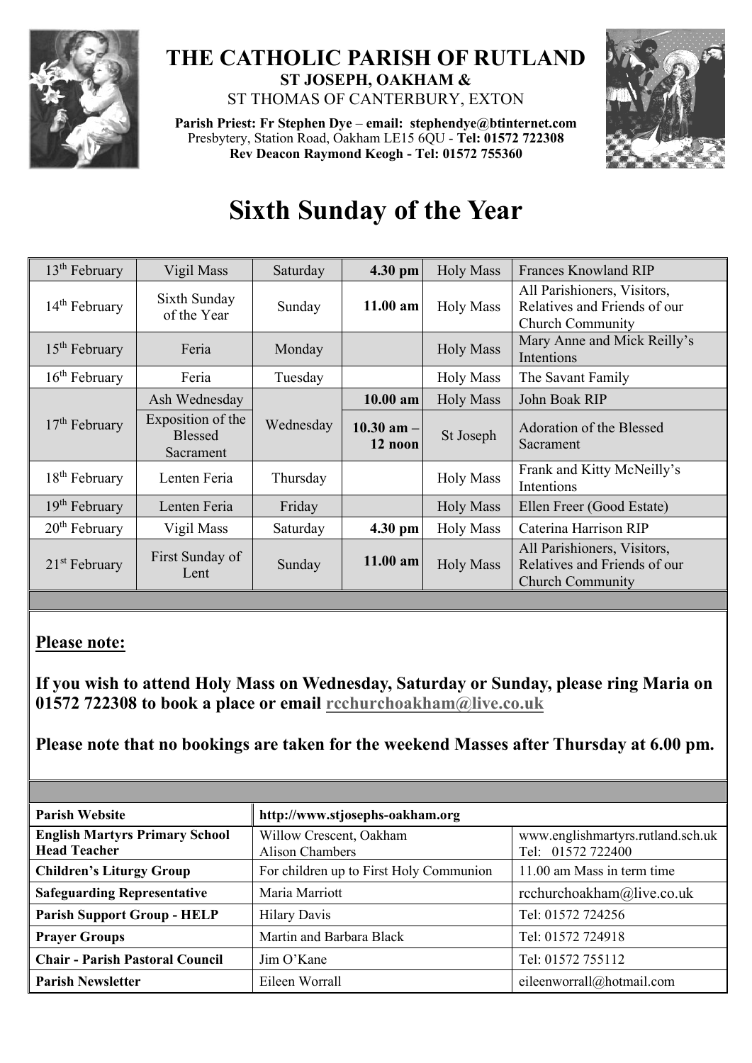# THE CATHOLIC PARISH OF RUTLAND

**ST JOSEPH, OAKHAM &**

ST THOMAS OF CANTERBURY, EXTON

**Parish Priest: Fr Stephen Dye** – **email: stephendye@btinternet.com**
Presbytery, Station Road, Oakham LE15 6QU - **Tel: 01572 722308**
**Rev Deacon Raymond Keogh - Tel: 01572 755360**

# Sixth Sunday of the Year

| | | | | | |
|---|---|---|---|---|---|
| 13th February | Vigil Mass | Saturday | **4.30 pm** | Holy Mass | Frances Knowland RIP |
| 14th February | Sixth Sunday of the Year | Sunday | **11.00 am** | Holy Mass | All Parishioners, Visitors, Relatives and Friends of our Church Community |
| 15th February | Feria | Monday | | Holy Mass | Mary Anne and Mick Reilly's Intentions |
| 16th February | Feria | Tuesday | | Holy Mass | The Savant Family |
| 17th February | Ash Wednesday | Wednesday | **10.00 am** | Holy Mass | John Boak RIP |
| | Exposition of the Blessed Sacrament | | **10.30 am – 12 noon** | St Joseph | Adoration of the Blessed Sacrament |
| 18th February | Lenten Feria | Thursday | | Holy Mass | Frank and Kitty McNeilly's Intentions |
| 19th February | Lenten Feria | Friday | | Holy Mass | Ellen Freer (Good Estate) |
| 20th February | Vigil Mass | Saturday | **4.30 pm** | Holy Mass | Caterina Harrison RIP |
| 21st February | First Sunday of Lent | Sunday | **11.00 am** | Holy Mass | All Parishioners, Visitors, Relatives and Friends of our Church Community |

**Please note:**

**If you wish to attend Holy Mass on Wednesday, Saturday or Sunday, please ring Maria on 01572 722308 to book a place or email rcchurchoakham@live.co.uk**

**Please note that no bookings are taken for the weekend Masses after Thursday at 6.00 pm.**

| | | |
|---|---|---|
| **Parish Website** | **http://www.stjosephs-oakham.org** | |
| **English Martyrs Primary School Head Teacher** | Willow Crescent, Oakham Alison Chambers | www.englishmartyrs.rutland.sch.uk Tel: 01572 722400 |
| **Children's Liturgy Group** | For children up to First Holy Communion | 11.00 am Mass in term time |
| **Safeguarding Representative** | Maria Marriott | rcchurchoakham@live.co.uk |
| **Parish Support Group - HELP** | Hilary Davis | Tel: 01572 724256 |
| **Prayer Groups** | Martin and Barbara Black | Tel: 01572 724918 |
| **Chair - Parish Pastoral Council** | Jim O'Kane | Tel: 01572 755112 |
| **Parish Newsletter** | Eileen Worrall | eileenworrall@hotmail.com |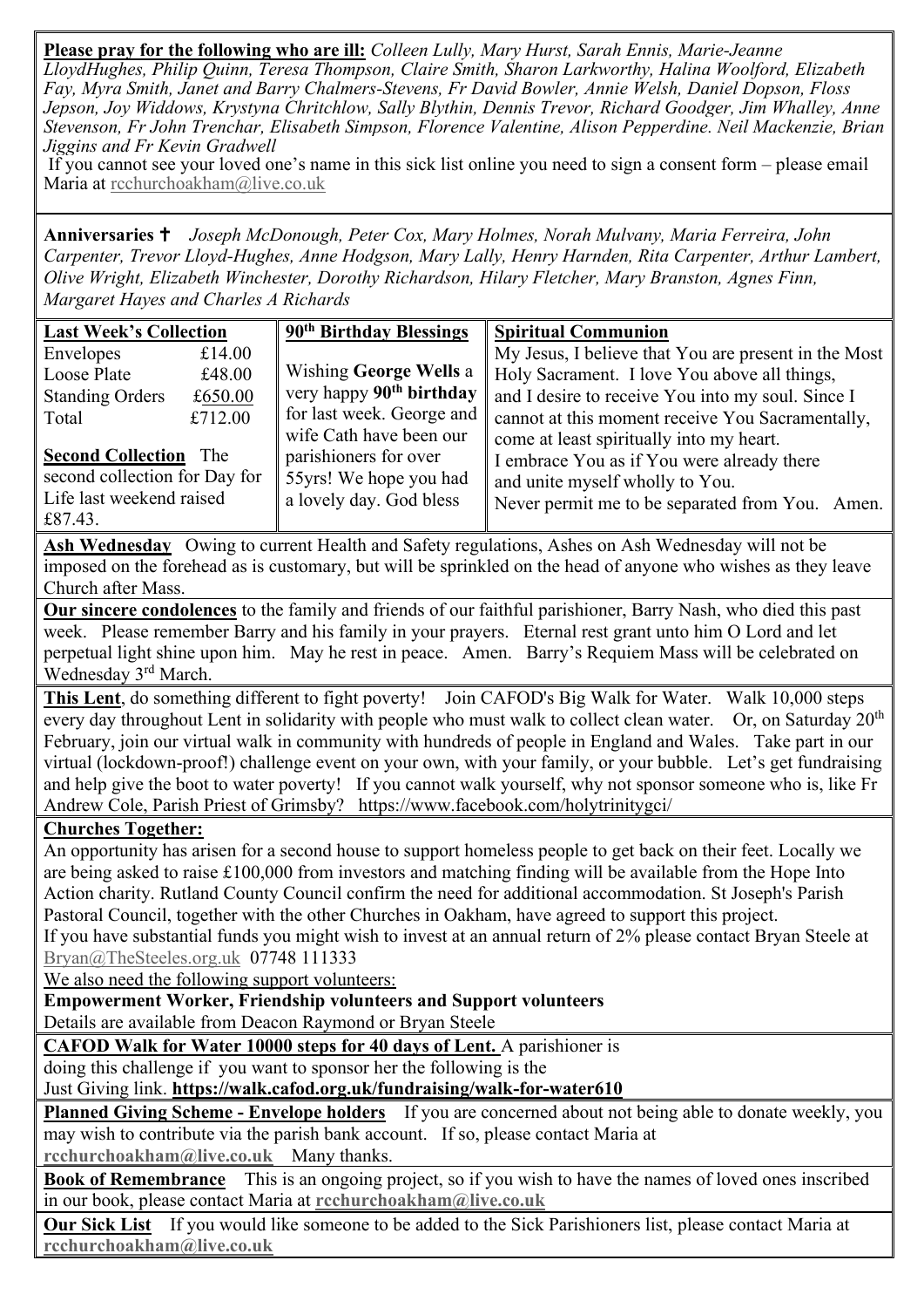**Please pray for the following who are ill:** *Colleen Lully, Mary Hurst, Sarah Ennis, Marie-Jeanne LloydHughes, Philip Quinn, Teresa Thompson, Claire Smith, Sharon Larkworthy, Halina Woolford, Elizabeth Fay, Myra Smith, Janet and Barry Chalmers-Stevens, Fr David Bowler, Annie Welsh, Daniel Dopson, Floss Jepson, Joy Widdows, Krystyna Chritchlow, Sally Blythin, Dennis Trevor, Richard Goodger, Jim Whalley, Anne Stevenson, Fr John Trenchar, Elisabeth Simpson, Florence Valentine, Alison Pepperdine. Neil Mackenzie, Brian Jiggins and Fr Kevin Gradwell*

If you cannot see your loved one's name in this sick list online you need to sign a consent form – please email Maria at rcchurchoakham@live.co.uk

**Anniversaries ✝** *Joseph McDonough, Peter Cox, Mary Holmes, Norah Mulvany, Maria Ferreira, John Carpenter, Trevor Lloyd-Hughes, Anne Hodgson, Mary Lally, Henry Harnden, Rita Carpenter, Arthur Lambert, Olive Wright, Elizabeth Winchester, Dorothy Richardson, Hilary Fletcher, Mary Branston, Agnes Finn, Margaret Hayes and Charles A Richards*

**Last Week's Collection**

| | |
|---|---|
| Envelopes | £14.00 |
| Loose Plate | £48.00 |
| Standing Orders | £650.00 |
| Total | £712.00 |

**Second Collection** The second collection for Day for Life last weekend raised £87.43.

**90th Birthday Blessings**

Wishing **George Wells** a very happy **90th birthday** for last week. George and wife Cath have been our parishioners for over 55yrs! We hope you had a lovely day. God bless

**Spiritual Communion**

My Jesus, I believe that You are present in the Most Holy Sacrament. I love You above all things, and I desire to receive You into my soul. Since I cannot at this moment receive You Sacramentally, come at least spiritually into my heart.
I embrace You as if You were already there and unite myself wholly to You.
Never permit me to be separated from You. Amen.

**Ash Wednesday** Owing to current Health and Safety regulations, Ashes on Ash Wednesday will not be imposed on the forehead as is customary, but will be sprinkled on the head of anyone who wishes as they leave Church after Mass.

**Our sincere condolences** to the family and friends of our faithful parishioner, Barry Nash, who died this past week. Please remember Barry and his family in your prayers. Eternal rest grant unto him O Lord and let perpetual light shine upon him. May he rest in peace. Amen. Barry's Requiem Mass will be celebrated on Wednesday 3rd March.

**This Lent**, do something different to fight poverty! Join CAFOD's Big Walk for Water. Walk 10,000 steps every day throughout Lent in solidarity with people who must walk to collect clean water. Or, on Saturday 20th February, join our virtual walk in community with hundreds of people in England and Wales. Take part in our virtual (lockdown-proof!) challenge event on your own, with your family, or your bubble. Let's get fundraising and help give the boot to water poverty! If you cannot walk yourself, why not sponsor someone who is, like Fr Andrew Cole, Parish Priest of Grimsby? https://www.facebook.com/holytrinitygci/

**Churches Together:**

An opportunity has arisen for a second house to support homeless people to get back on their feet. Locally we are being asked to raise £100,000 from investors and matching finding will be available from the Hope Into Action charity. Rutland County Council confirm the need for additional accommodation. St Joseph's Parish Pastoral Council, together with the other Churches in Oakham, have agreed to support this project.
If you have substantial funds you might wish to invest at an annual return of 2% please contact Bryan Steele at Bryan@TheSteeles.org.uk 07748 111333

We also need the following support volunteers:

**Empowerment Worker, Friendship volunteers and Support volunteers**

Details are available from Deacon Raymond or Bryan Steele

**CAFOD Walk for Water 10000 steps for 40 days of Lent.** A parishioner is doing this challenge if you want to sponsor her the following is the Just Giving link. **https://walk.cafod.org.uk/fundraising/walk-for-water610**

**Planned Giving Scheme - Envelope holders** If you are concerned about not being able to donate weekly, you may wish to contribute via the parish bank account. If so, please contact Maria at **rcchurchoakham@live.co.uk** Many thanks.

**Book of Remembrance** This is an ongoing project, so if you wish to have the names of loved ones inscribed in our book, please contact Maria at **rcchurchoakham@live.co.uk**

**Our Sick List** If you would like someone to be added to the Sick Parishioners list, please contact Maria at **rcchurchoakham@live.co.uk**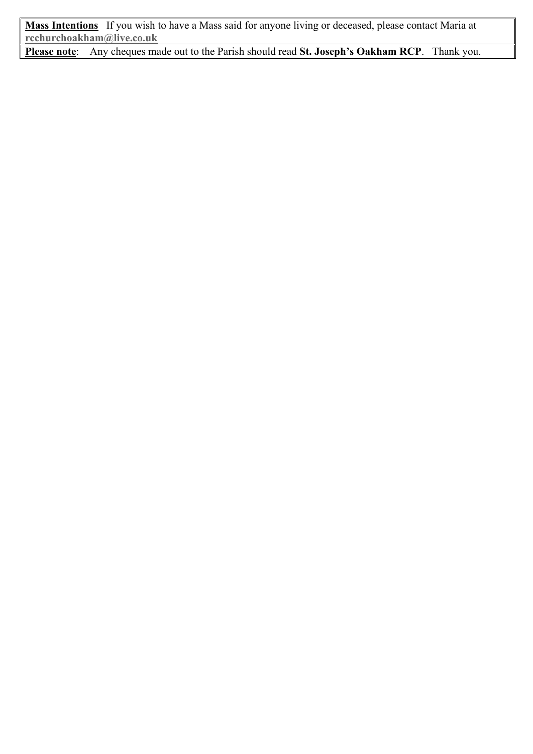**<u>Mass Intentions</u>** If you wish to have a Mass said for anyone living or deceased, please contact Maria at **rcchurchoakham@live.co.uk**

**<u>Please note</u>**: Any cheques made out to the Parish should read **St. Joseph's Oakham RCP**. Thank you.